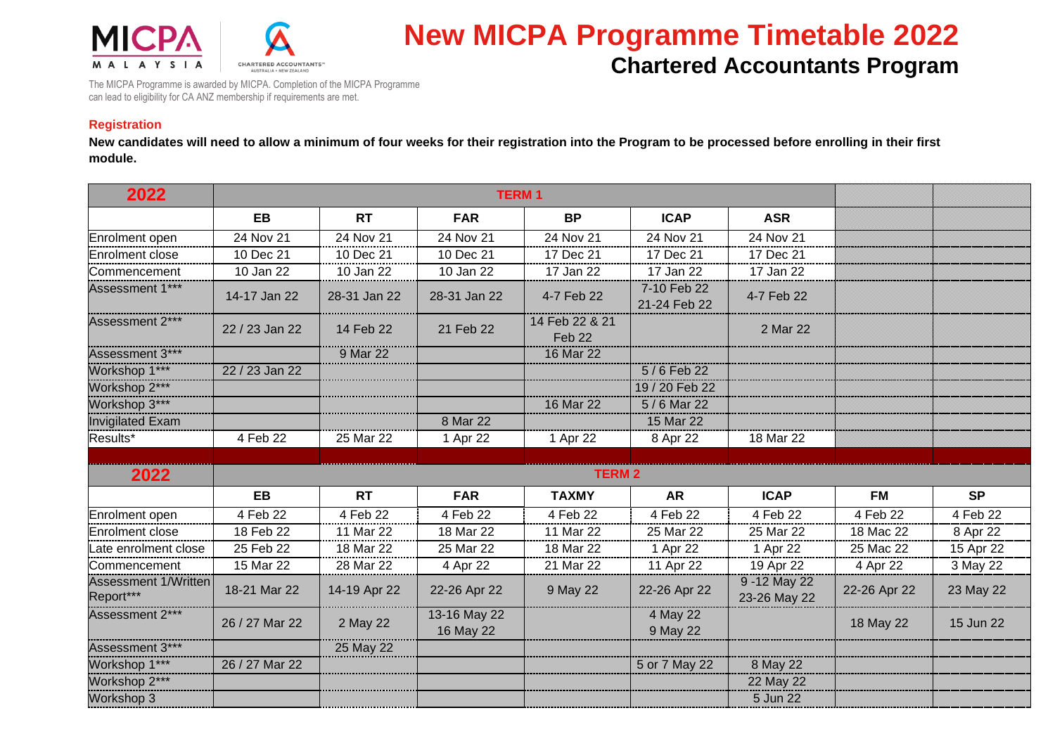MICPA MALAYSIA | CHARTERED ACCOUNTANTS AUSTRALIA + NEW ZEALAND

# New MICPA Programme Timetable 2022

## Chartered Accountants Program

The MICPA Programme is awarded by MICPA. Completion of the MICPA Programme can lead to eligibility for CA ANZ membership if requirements are met.

### Registration

**New candidates will need to allow a minimum of four weeks for their registration into the Program to be processed before enrolling in their first module.**

| 2022 | TERM 1 | | | | | | | |
|---|---|---|---|---|---|---|---|---|
| | EB | RT | FAR | BP | ICAP | ASR | | |
| Enrolment open | 24 Nov 21 | 24 Nov 21 | 24 Nov 21 | 24 Nov 21 | 24 Nov 21 | 24 Nov 21 | | |
| Enrolment close | 10 Dec 21 | 10 Dec 21 | 10 Dec 21 | 17 Dec 21 | 17 Dec 21 | 17 Dec 21 | | |
| Commencement | 10 Jan 22 | 10 Jan 22 | 10 Jan 22 | 17 Jan 22 | 17 Jan 22 | 17 Jan 22 | | |
| Assessment 1*** | 14-17 Jan 22 | 28-31 Jan 22 | 28-31 Jan 22 | 4-7 Feb 22 | 7-10 Feb 22<br>21-24 Feb 22 | 4-7 Feb 22 | | |
| Assessment 2*** | 22 / 23 Jan 22 | 14 Feb 22 | 21 Feb 22 | 14 Feb 22 & 21 Feb 22 | | 2 Mar 22 | | |
| Assessment 3*** | | 9 Mar 22 | | 16 Mar 22 | | | | |
| Workshop 1*** | 22 / 23 Jan 22 | | | | 5 / 6 Feb 22 | | | |
| Workshop 2*** | | | | | 19 / 20 Feb 22 | | | |
| Workshop 3*** | | | | 16 Mar 22 | 5 / 6 Mar 22 | | | |
| Invigilated Exam | | | 8 Mar 22 | | 15 Mar 22 | | | |
| Results* | 4 Feb 22 | 25 Mar 22 | 1 Apr 22 | 1 Apr 22 | 8 Apr 22 | 18 Mar 22 | | |

| 2022 | TERM 2 | | | | | | | |
|---|---|---|---|---|---|---|---|---|
| | EB | RT | FAR | TAXMY | AR | ICAP | FM | SP |
| Enrolment open | 4 Feb 22 | 4 Feb 22 | 4 Feb 22 | 4 Feb 22 | 4 Feb 22 | 4 Feb 22 | 4 Feb 22 | 4 Feb 22 |
| Enrolment close | 18 Feb 22 | 11 Mar 22 | 18 Mar 22 | 11 Mar 22 | 25 Mar 22 | 25 Mar 22 | 18 Mac 22 | 8 Apr 22 |
| Late enrolment close | 25 Feb 22 | 18 Mar 22 | 25 Mar 22 | 18 Mar 22 | 1 Apr 22 | 1 Apr 22 | 25 Mac 22 | 15 Apr 22 |
| Commencement | 15 Mar 22 | 28 Mar 22 | 4 Apr 22 | 21 Mar 22 | 11 Apr 22 | 19 Apr 22 | 4 Apr 22 | 3 May 22 |
| Assessment 1/Written Report*** | 18-21 Mar 22 | 14-19 Apr 22 | 22-26 Apr 22 | 9 May 22 | 22-26 Apr 22 | 9 -12 May 22<br>23-26 May 22 | 22-26 Apr 22 | 23 May 22 |
| Assessment 2*** | 26 / 27 Mar 22 | 2 May 22 | 13-16 May 22<br>16 May 22 | | 4 May 22<br>9 May 22 | | 18 May 22 | 15 Jun 22 |
| Assessment 3*** | | 25 May 22 | | | | | | |
| Workshop 1*** | 26 / 27 Mar 22 | | | | 5 or 7 May 22 | 8 May 22 | | |
| Workshop 2*** | | | | | | 22 May 22 | | |
| Workshop 3 | | | | | | 5 Jun 22 | | |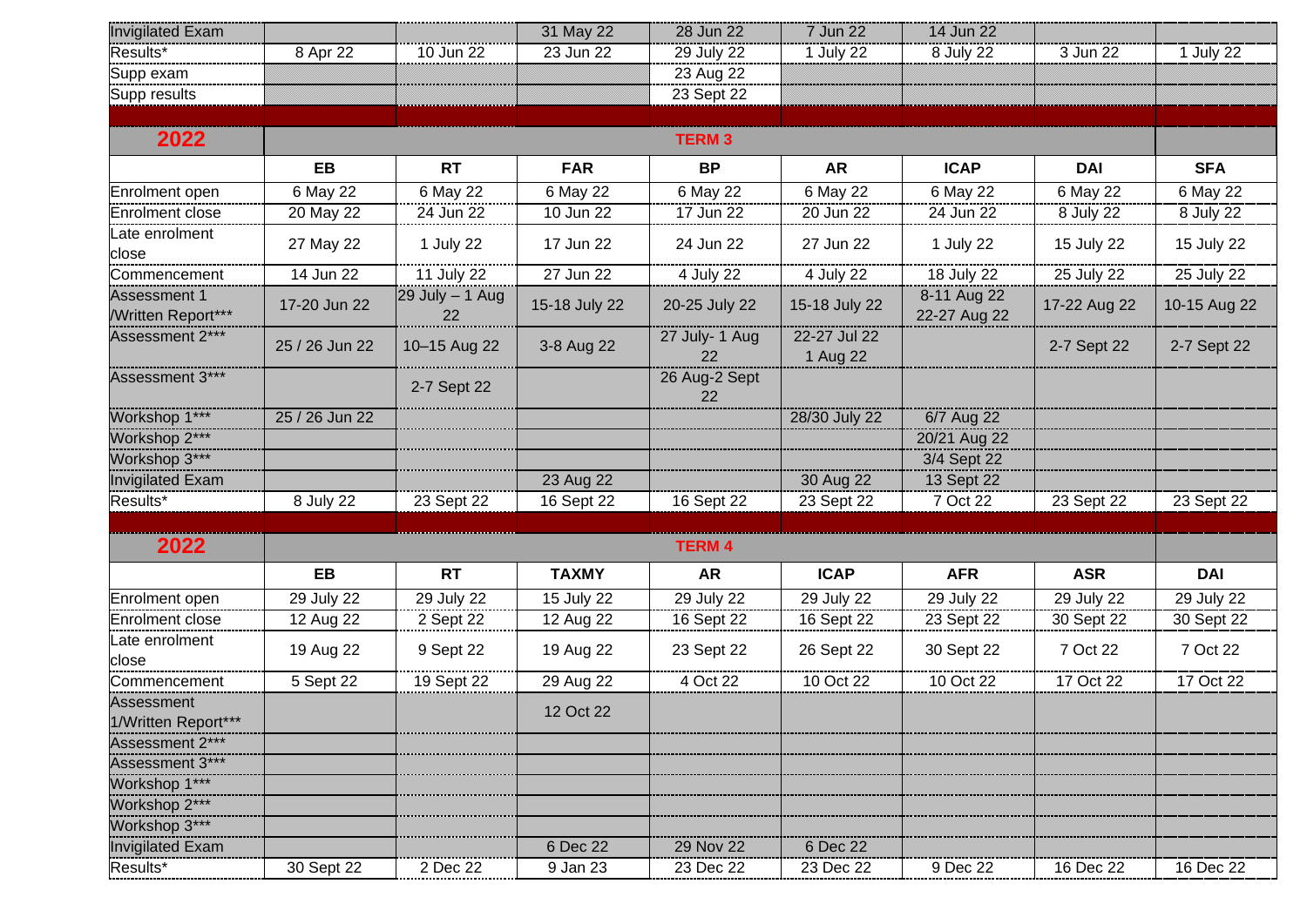| Invigilated Exam | | | 31 May 22 | 28 Jun 22 | 7 Jun 22 | 14 Jun 22 | | |
|---|---|---|---|---|---|---|---|---|
| Results* | 8 Apr 22 | 10 Jun 22 | 23 Jun 22 | 29 July 22 | 1 July 22 | 8 July 22 | 3 Jun 22 | 1 July 22 |
| Supp exam | | | | 23 Aug 22 | | | | |
| Supp results | | | | 23 Sept 22 | | | | |

| 2022 | TERM 3 | | | | | | | |
|---|---|---|---|---|---|---|---|---|
| | EB | RT | FAR | BP | AR | ICAP | DAI | SFA |
| Enrolment open | 6 May 22 | 6 May 22 | 6 May 22 | 6 May 22 | 6 May 22 | 6 May 22 | 6 May 22 | 6 May 22 |
| Enrolment close | 20 May 22 | 24 Jun 22 | 10 Jun 22 | 17 Jun 22 | 20 Jun 22 | 24 Jun 22 | 8 July 22 | 8 July 22 |
| Late enrolment close | 27 May 22 | 1 July 22 | 17 Jun 22 | 24 Jun 22 | 27 Jun 22 | 1 July 22 | 15 July 22 | 15 July 22 |
| Commencement | 14 Jun 22 | 11 July 22 | 27 Jun 22 | 4 July 22 | 4 July 22 | 18 July 22 | 25 July 22 | 25 July 22 |
| Assessment 1 /Written Report*** | 17-20 Jun 22 | 29 July – 1 Aug 22 | 15-18 July 22 | 20-25 July 22 | 15-18 July 22 | 8-11 Aug 22 22-27 Aug 22 | 17-22 Aug 22 | 10-15 Aug 22 |
| Assessment 2*** | 25 / 26 Jun 22 | 10–15 Aug 22 | 3-8 Aug 22 | 27 July- 1 Aug 22 | 22-27 Jul 22 1 Aug 22 | | 2-7 Sept 22 | 2-7 Sept 22 |
| Assessment 3*** | | 2-7 Sept 22 | | 26 Aug-2 Sept 22 | | | | |
| Workshop 1*** | 25 / 26 Jun 22 | | | | 28/30 July 22 | 6/7 Aug 22 | | |
| Workshop 2*** | | | | | | 20/21 Aug 22 | | |
| Workshop 3*** | | | | | | 3/4 Sept 22 | | |
| Invigilated Exam | | | 23 Aug 22 | | 30 Aug 22 | 13 Sept 22 | | |
| Results* | 8 July 22 | 23 Sept 22 | 16 Sept 22 | 16 Sept 22 | 23 Sept 22 | 7 Oct 22 | 23 Sept 22 | 23 Sept 22 |

| 2022 | TERM 4 | | | | | | | |
|---|---|---|---|---|---|---|---|---|
| | EB | RT | TAXMY | AR | ICAP | AFR | ASR | DAI |
| Enrolment open | 29 July 22 | 29 July 22 | 15 July 22 | 29 July 22 | 29 July 22 | 29 July 22 | 29 July 22 | 29 July 22 |
| Enrolment close | 12 Aug 22 | 2 Sept 22 | 12 Aug 22 | 16 Sept 22 | 16 Sept 22 | 23 Sept 22 | 30 Sept 22 | 30 Sept 22 |
| Late enrolment close | 19 Aug 22 | 9 Sept 22 | 19 Aug 22 | 23 Sept 22 | 26 Sept 22 | 30 Sept 22 | 7 Oct 22 | 7 Oct 22 |
| Commencement | 5 Sept 22 | 19 Sept 22 | 29 Aug 22 | 4 Oct 22 | 10 Oct 22 | 10 Oct 22 | 17 Oct 22 | 17 Oct 22 |
| Assessment 1/Written Report*** | | | 12 Oct 22 | | | | | |
| Assessment 2*** | | | | | | | | |
| Assessment 3*** | | | | | | | | |
| Workshop 1*** | | | | | | | | |
| Workshop 2*** | | | | | | | | |
| Workshop 3*** | | | | | | | | |
| Invigilated Exam | | | 6 Dec 22 | 29 Nov 22 | 6 Dec 22 | | | |
| Results* | 30 Sept 22 | 2 Dec 22 | 9 Jan 23 | 23 Dec 22 | 23 Dec 22 | 9 Dec 22 | 16 Dec 22 | 16 Dec 22 |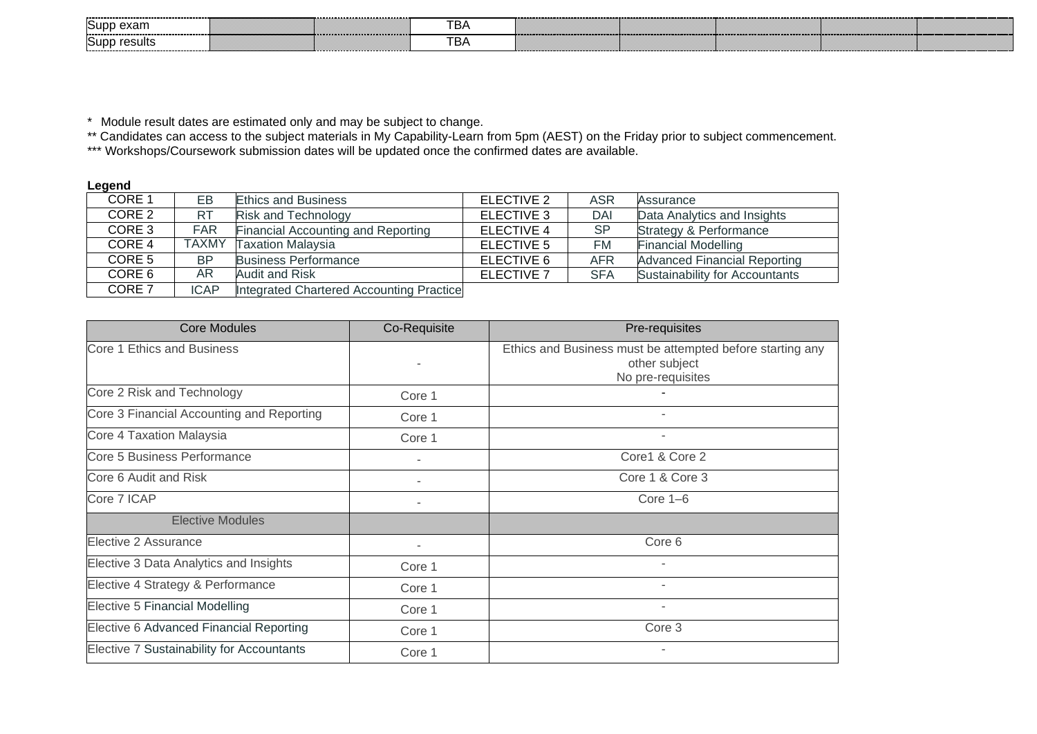| | | | | | | | | |
|---|---|---|---|---|---|---|---|---|
| Supp exam | | | TBA | | | | | |
| Supp results | | | TBA | | | | | |

\* Module result dates are estimated only and may be subject to change.

** Candidates can access to the subject materials in My Capability-Learn from 5pm (AEST) on the Friday prior to subject commencement.

*** Workshops/Coursework submission dates will be updated once the confirmed dates are available.

**Legend**

| | | | | | |
|---|---|---|---|---|---|
| CORE 1 | EB | Ethics and Business | ELECTIVE 2 | ASR | Assurance |
| CORE 2 | RT | Risk and Technology | ELECTIVE 3 | DAI | Data Analytics and Insights |
| CORE 3 | FAR | Financial Accounting and Reporting | ELECTIVE 4 | SP | Strategy & Performance |
| CORE 4 | TAXMY | Taxation Malaysia | ELECTIVE 5 | FM | Financial Modelling |
| CORE 5 | BP | Business Performance | ELECTIVE 6 | AFR | Advanced Financial Reporting |
| CORE 6 | AR | Audit and Risk | ELECTIVE 7 | SFA | Sustainability for Accountants |
| CORE 7 | ICAP | Integrated Chartered Accounting Practice | | | |

| Core Modules | Co-Requisite | Pre-requisites |
|---|---|---|
| Core 1 Ethics and Business | - | Ethics and Business must be attempted before starting any other subject<br>No pre-requisites |
| Core 2 Risk and Technology | Core 1 | - |
| Core 3 Financial Accounting and Reporting | Core 1 | - |
| Core 4 Taxation Malaysia | Core 1 | - |
| Core 5 Business Performance | - | Core1 & Core 2 |
| Core 6 Audit and Risk | - | Core 1 & Core 3 |
| Core 7 ICAP | - | Core 1–6 |
| Elective Modules | | |
| Elective 2 Assurance | - | Core 6 |
| Elective 3 Data Analytics and Insights | Core 1 | - |
| Elective 4 Strategy & Performance | Core 1 | - |
| Elective 5 Financial Modelling | Core 1 | - |
| Elective 6 Advanced Financial Reporting | Core 1 | Core 3 |
| Elective 7 Sustainability for Accountants | Core 1 | - |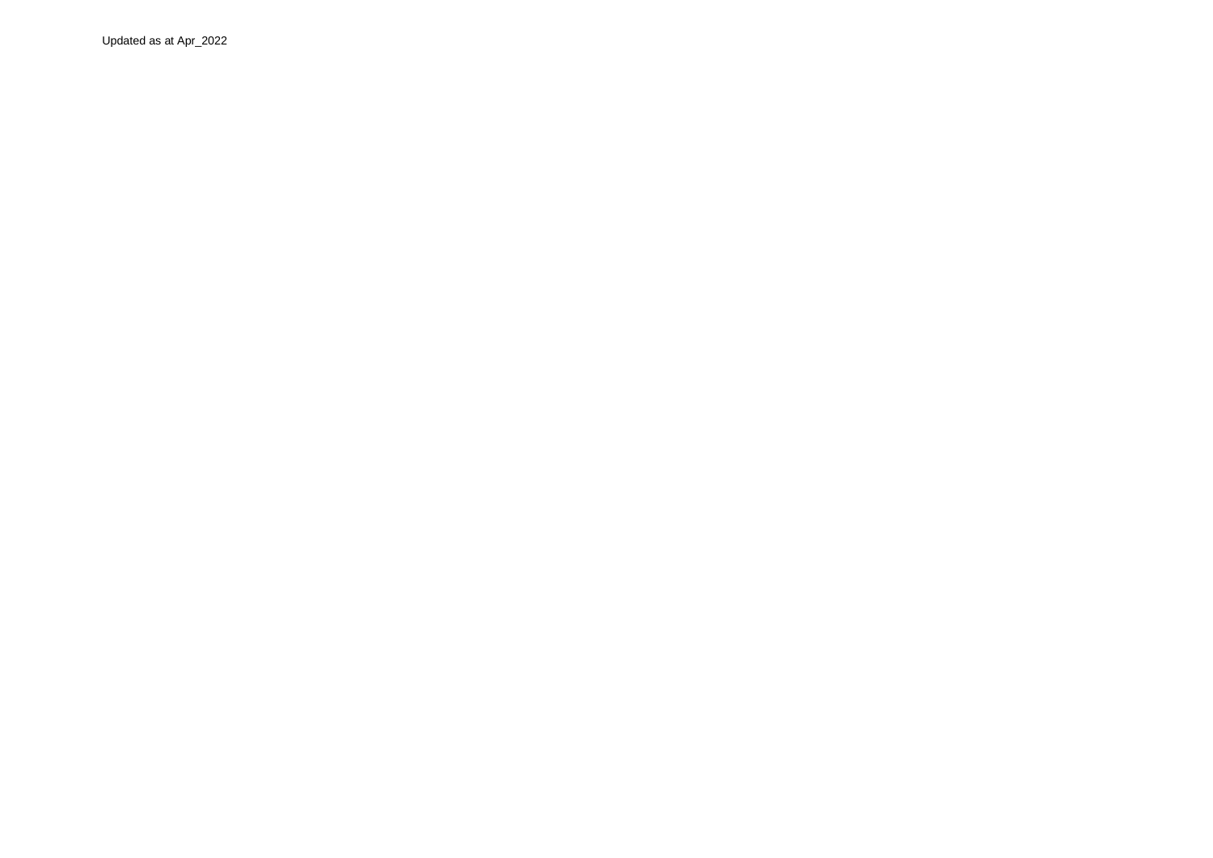Updated as at Apr_2022